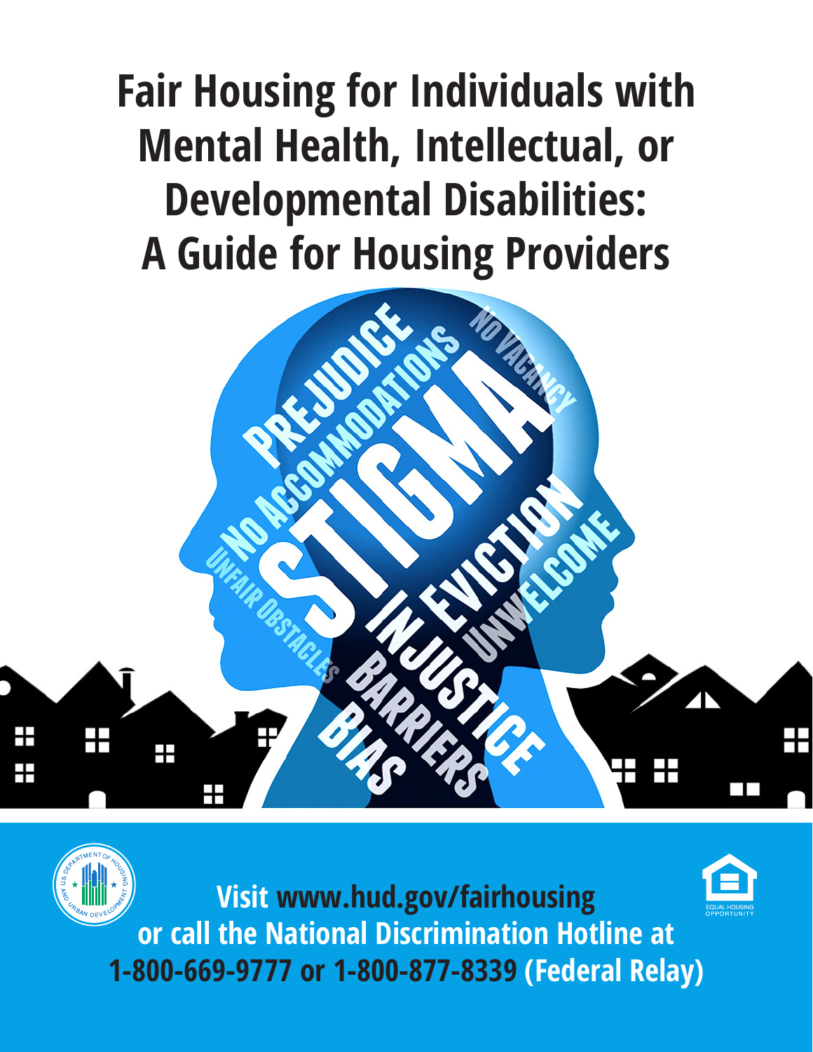# Fair Housing for Individuals with Mental Health, Intellectual, or Developmental Disabilities: A Guide for Housing Providers

**Visit www.hud.gov/fairhousing or call the National Discrimination Hotline at 1-800-669-9777 or 1-800-877-8339 (Federal Relay)**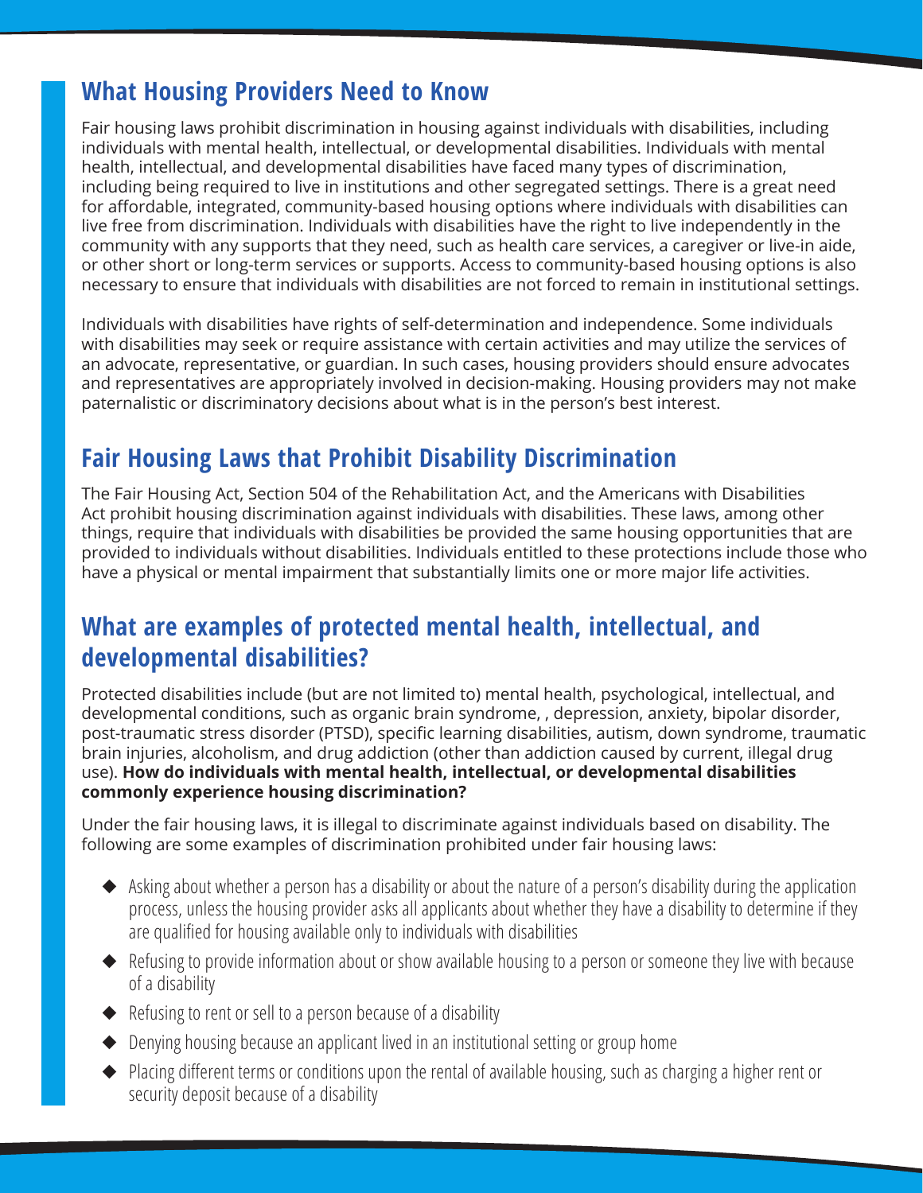## What Housing Providers Need to Know

Fair housing laws prohibit discrimination in housing against individuals with disabilities, including individuals with mental health, intellectual, or developmental disabilities. Individuals with mental health, intellectual, and developmental disabilities have faced many types of discrimination, including being required to live in institutions and other segregated settings. There is a great need for affordable, integrated, community-based housing options where individuals with disabilities can live free from discrimination. Individuals with disabilities have the right to live independently in the community with any supports that they need, such as health care services, a caregiver or live-in aide, or other short or long-term services or supports. Access to community-based housing options is also necessary to ensure that individuals with disabilities are not forced to remain in institutional settings.

Individuals with disabilities have rights of self-determination and independence. Some individuals with disabilities may seek or require assistance with certain activities and may utilize the services of an advocate, representative, or guardian. In such cases, housing providers should ensure advocates and representatives are appropriately involved in decision-making. Housing providers may not make paternalistic or discriminatory decisions about what is in the person's best interest.

## Fair Housing Laws that Prohibit Disability Discrimination

The Fair Housing Act, Section 504 of the Rehabilitation Act, and the Americans with Disabilities Act prohibit housing discrimination against individuals with disabilities. These laws, among other things, require that individuals with disabilities be provided the same housing opportunities that are provided to individuals without disabilities. Individuals entitled to these protections include those who have a physical or mental impairment that substantially limits one or more major life activities.

## What are examples of protected mental health, intellectual, and developmental disabilities?

Protected disabilities include (but are not limited to) mental health, psychological, intellectual, and developmental conditions, such as organic brain syndrome, , depression, anxiety, bipolar disorder, post-traumatic stress disorder (PTSD), specific learning disabilities, autism, down syndrome, traumatic brain injuries, alcoholism, and drug addiction (other than addiction caused by current, illegal drug use). **How do individuals with mental health, intellectual, or developmental disabilities commonly experience housing discrimination?**

Under the fair housing laws, it is illegal to discriminate against individuals based on disability. The following are some examples of discrimination prohibited under fair housing laws:

- Asking about whether a person has a disability or about the nature of a person's disability during the application process, unless the housing provider asks all applicants about whether they have a disability to determine if they are qualified for housing available only to individuals with disabilities
- Refusing to provide information about or show available housing to a person or someone they live with because of a disability
- Refusing to rent or sell to a person because of a disability
- Denying housing because an applicant lived in an institutional setting or group home
- Placing different terms or conditions upon the rental of available housing, such as charging a higher rent or security deposit because of a disability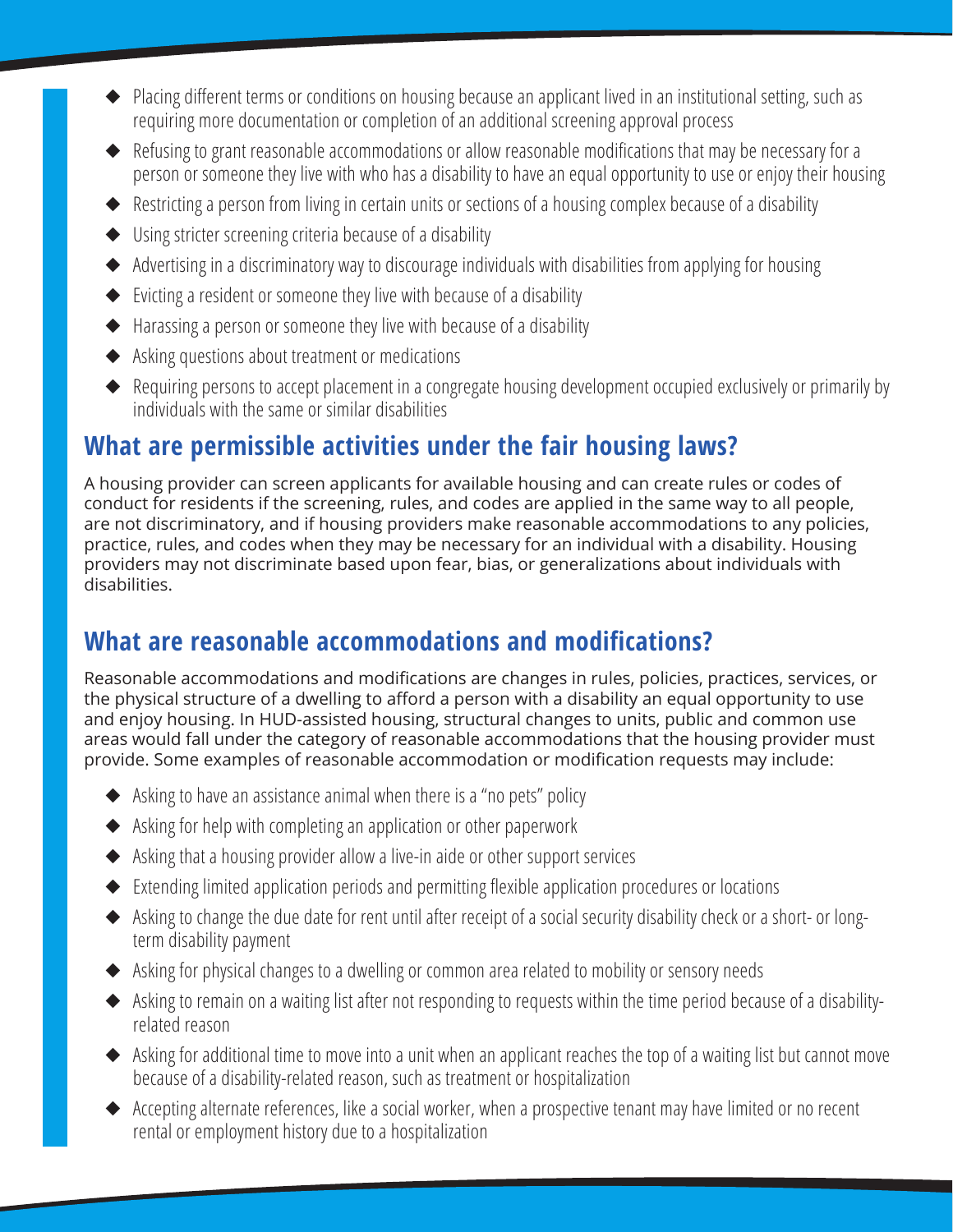- Placing different terms or conditions on housing because an applicant lived in an institutional setting, such as requiring more documentation or completion of an additional screening approval process
- Refusing to grant reasonable accommodations or allow reasonable modifications that may be necessary for a person or someone they live with who has a disability to have an equal opportunity to use or enjoy their housing
- Restricting a person from living in certain units or sections of a housing complex because of a disability
- Using stricter screening criteria because of a disability
- Advertising in a discriminatory way to discourage individuals with disabilities from applying for housing
- Evicting a resident or someone they live with because of a disability
- Harassing a person or someone they live with because of a disability
- Asking questions about treatment or medications
- Requiring persons to accept placement in a congregate housing development occupied exclusively or primarily by individuals with the same or similar disabilities

## What are permissible activities under the fair housing laws?

A housing provider can screen applicants for available housing and can create rules or codes of conduct for residents if the screening, rules, and codes are applied in the same way to all people, are not discriminatory, and if housing providers make reasonable accommodations to any policies, practice, rules, and codes when they may be necessary for an individual with a disability. Housing providers may not discriminate based upon fear, bias, or generalizations about individuals with disabilities.

## What are reasonable accommodations and modifications?

Reasonable accommodations and modifications are changes in rules, policies, practices, services, or the physical structure of a dwelling to afford a person with a disability an equal opportunity to use and enjoy housing. In HUD-assisted housing, structural changes to units, public and common use areas would fall under the category of reasonable accommodations that the housing provider must provide. Some examples of reasonable accommodation or modification requests may include:

- Asking to have an assistance animal when there is a "no pets" policy
- Asking for help with completing an application or other paperwork
- Asking that a housing provider allow a live-in aide or other support services
- Extending limited application periods and permitting flexible application procedures or locations
- Asking to change the due date for rent until after receipt of a social security disability check or a short- or long-term disability payment
- Asking for physical changes to a dwelling or common area related to mobility or sensory needs
- Asking to remain on a waiting list after not responding to requests within the time period because of a disability-related reason
- Asking for additional time to move into a unit when an applicant reaches the top of a waiting list but cannot move because of a disability-related reason, such as treatment or hospitalization
- Accepting alternate references, like a social worker, when a prospective tenant may have limited or no recent rental or employment history due to a hospitalization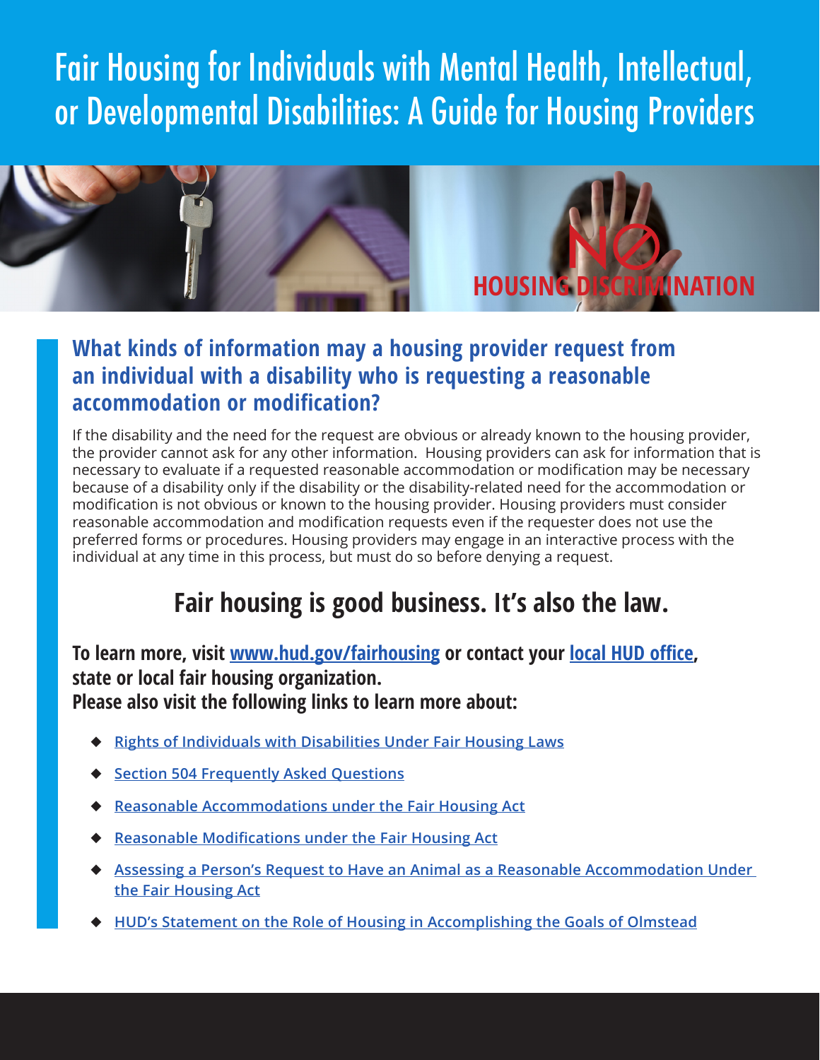# Fair Housing for Individuals with Mental Health, Intellectual, or Developmental Disabilities: A Guide for Housing Providers

## What kinds of information may a housing provider request from an individual with a disability who is requesting a reasonable accommodation or modification?

If the disability and the need for the request are obvious or already known to the housing provider, the provider cannot ask for any other information. Housing providers can ask for information that is necessary to evaluate if a requested reasonable accommodation or modification may be necessary because of a disability only if the disability or the disability-related need for the accommodation or modification is not obvious or known to the housing provider. Housing providers must consider reasonable accommodation and modification requests even if the requester does not use the preferred forms or procedures. Housing providers may engage in an interactive process with the individual at any time in this process, but must do so before denying a request.

## Fair housing is good business. It's also the law.

**To learn more, visit [www.hud.gov/fairhousing]() or contact your [local HUD office](), state or local fair housing organization.**
**Please also visit the following links to learn more about:**

- [Rights of Individuals with Disabilities Under Fair Housing Laws]()
- [Section 504 Frequently Asked Questions]()
- [Reasonable Accommodations under the Fair Housing Act]()
- [Reasonable Modifications under the Fair Housing Act]()
- [Assessing a Person's Request to Have an Animal as a Reasonable Accommodation Under the Fair Housing Act]()
- [HUD's Statement on the Role of Housing in Accomplishing the Goals of Olmstead]()